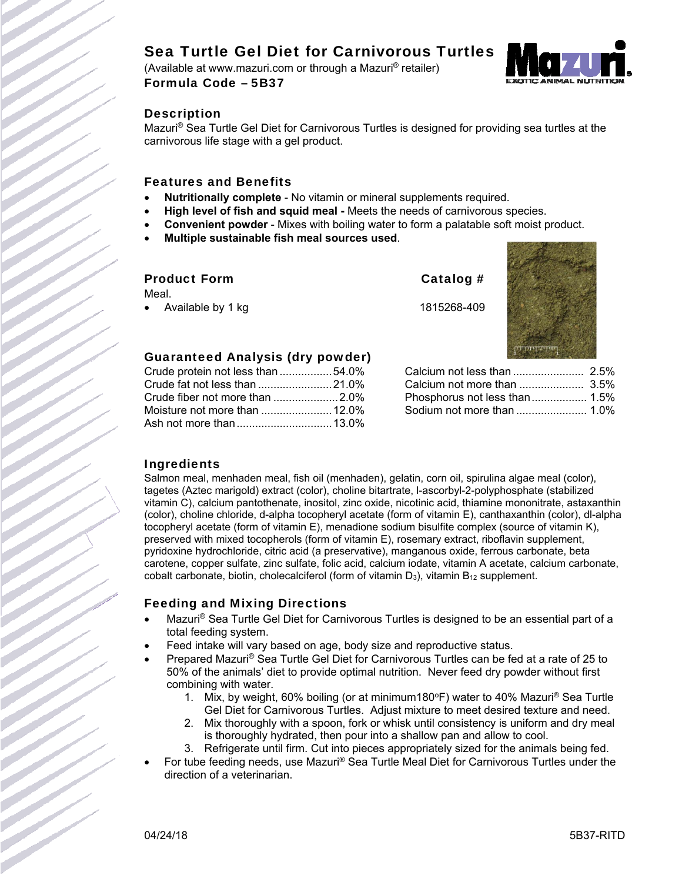# Sea Turtle Gel Diet for Carnivorous Turtles

(Available at www.mazuri.com or through a Mazuri® retailer)

**Formula Code – 5B37**

## Description

Mazuri® Sea Turtle Gel Diet for Carnivorous Turtles is designed for providing sea turtles at the carnivorous life stage with a gel product.

## Features and Benefits

- **Nutritionally complete** - No vitamin or mineral supplements required.
- **High level of fish and squid meal -** Meets the needs of carnivorous species.
- **Convenient powder** - Mixes with boiling water to form a palatable soft moist product.
- **Multiple sustainable fish meal sources used**.

## Product Form

| Meal. | Catalog # |
|---|---|
| Available by 1 kg | 1815268-409 |

## Guaranteed Analysis (dry powder)

| | |
|---|---|
| Crude protein not less than | 54.0% |
| Crude fat not less than | 21.0% |
| Crude fiber not more than | 2.0% |
| Moisture not more than | 12.0% |
| Ash not more than | 13.0% |
| Calcium not less than | 2.5% |
| Calcium not more than | 3.5% |
| Phosphorus not less than | 1.5% |
| Sodium not more than | 1.0% |

## Ingredients

Salmon meal, menhaden meal, fish oil (menhaden), gelatin, corn oil, spirulina algae meal (color), tagetes (Aztec marigold) extract (color), choline bitartrate, l-ascorbyl-2-polyphosphate (stabilized vitamin C), calcium pantothenate, inositol, zinc oxide, nicotinic acid, thiamine mononitrate, astaxanthin (color), choline chloride, d-alpha tocopheryl acetate (form of vitamin E), canthaxanthin (color), dl-alpha tocopheryl acetate (form of vitamin E), menadione sodium bisulfite complex (source of vitamin K), preserved with mixed tocopherols (form of vitamin E), rosemary extract, riboflavin supplement, pyridoxine hydrochloride, citric acid (a preservative), manganous oxide, ferrous carbonate, beta carotene, copper sulfate, zinc sulfate, folic acid, calcium iodate, vitamin A acetate, calcium carbonate, cobalt carbonate, biotin, cholecalciferol (form of vitamin $D_3$), vitamin $B_{12}$ supplement.

## Feeding and Mixing Directions

- Mazuri® Sea Turtle Gel Diet for Carnivorous Turtles is designed to be an essential part of a total feeding system.
- Feed intake will vary based on age, body size and reproductive status.
- Prepared Mazuri® Sea Turtle Gel Diet for Carnivorous Turtles can be fed at a rate of 25 to 50% of the animals' diet to provide optimal nutrition. Never feed dry powder without first combining with water.
  1. Mix, by weight, 60% boiling (or at minimum180°F) water to 40% Mazuri® Sea Turtle Gel Diet for Carnivorous Turtles. Adjust mixture to meet desired texture and need.
  2. Mix thoroughly with a spoon, fork or whisk until consistency is uniform and dry meal is thoroughly hydrated, then pour into a shallow pan and allow to cool.
  3. Refrigerate until firm. Cut into pieces appropriately sized for the animals being fed.
- For tube feeding needs, use Mazuri® Sea Turtle Meal Diet for Carnivorous Turtles under the direction of a veterinarian.

04/24/18 5B37-RITD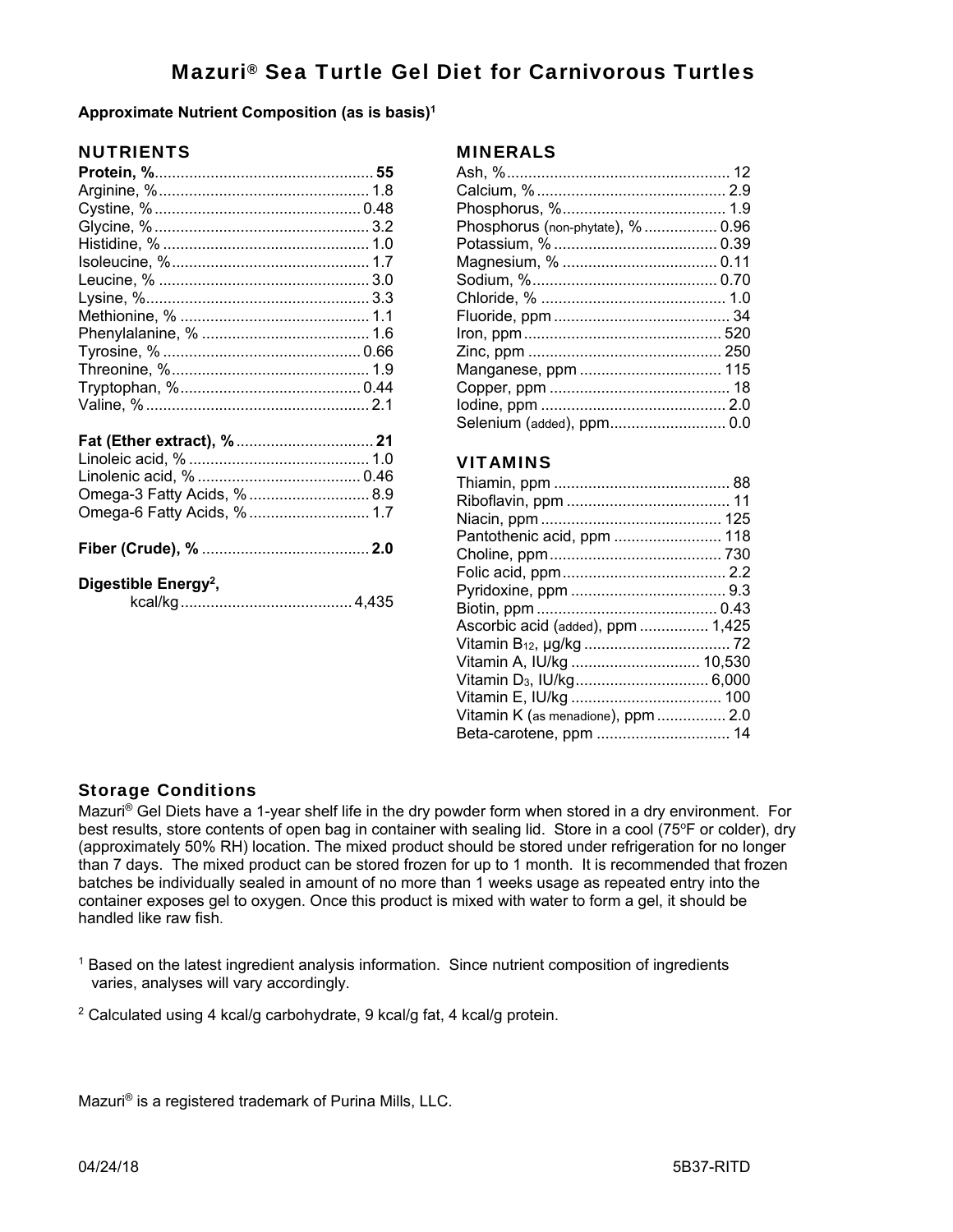# Mazuri® Sea Turtle Gel Diet for Carnivorous Turtles

**Approximate Nutrient Composition (as is basis)[1]**

## NUTRIENTS

| | |
|---|---|
| **Protein, %** | **55** |
| Arginine, % | 1.8 |
| Cystine, % | 0.48 |
| Glycine, % | 3.2 |
| Histidine, % | 1.0 |
| Isoleucine, % | 1.7 |
| Leucine, % | 3.0 |
| Lysine, % | 3.3 |
| Methionine, % | 1.1 |
| Phenylalanine, % | 1.6 |
| Tyrosine, % | 0.66 |
| Threonine, % | 1.9 |
| Tryptophan, % | 0.44 |
| Valine, % | 2.1 |
| **Fat (Ether extract), %** | **21** |
| Linoleic acid, % | 1.0 |
| Linolenic acid, % | 0.46 |
| Omega-3 Fatty Acids, % | 8.9 |
| Omega-6 Fatty Acids, % | 1.7 |
| **Fiber (Crude), %** | **2.0** |
| **Digestible Energy[2], kcal/kg** | 4,435 |

## MINERALS

| | |
|---|---|
| Ash, % | 12 |
| Calcium, % | 2.9 |
| Phosphorus, % | 1.9 |
| Phosphorus (non-phytate), % | 0.96 |
| Potassium, % | 0.39 |
| Magnesium, % | 0.11 |
| Sodium, % | 0.70 |
| Chloride, % | 1.0 |
| Fluoride, ppm | 34 |
| Iron, ppm | 520 |
| Zinc, ppm | 250 |
| Manganese, ppm | 115 |
| Copper, ppm | 18 |
| Iodine, ppm | 2.0 |
| Selenium (added), ppm | 0.0 |

## VITAMINS

| | |
|---|---|
| Thiamin, ppm | 88 |
| Riboflavin, ppm | 11 |
| Niacin, ppm | 125 |
| Pantothenic acid, ppm | 118 |
| Choline, ppm | 730 |
| Folic acid, ppm | 2.2 |
| Pyridoxine, ppm | 9.3 |
| Biotin, ppm | 0.43 |
| Ascorbic acid (added), ppm | 1,425 |
| Vitamin $B_{12}$, µg/kg | 72 |
| Vitamin A, IU/kg | 10,530 |
| Vitamin $D_3$, IU/kg | 6,000 |
| Vitamin E, IU/kg | 100 |
| Vitamin K (as menadione), ppm | 2.0 |
| Beta-carotene, ppm | 14 |

## Storage Conditions

Mazuri® Gel Diets have a 1-year shelf life in the dry powder form when stored in a dry environment. For best results, store contents of open bag in container with sealing lid. Store in a cool (75ºF or colder), dry (approximately 50% RH) location. The mixed product should be stored under refrigeration for no longer than 7 days. The mixed product can be stored frozen for up to 1 month. It is recommended that frozen batches be individually sealed in amount of no more than 1 weeks usage as repeated entry into the container exposes gel to oxygen. Once this product is mixed with water to form a gel, it should be handled like raw fish.

[1] Based on the latest ingredient analysis information. Since nutrient composition of ingredients varies, analyses will vary accordingly.

[2] Calculated using 4 kcal/g carbohydrate, 9 kcal/g fat, 4 kcal/g protein.

Mazuri® is a registered trademark of Purina Mills, LLC.

04/24/18 5B37-RITD